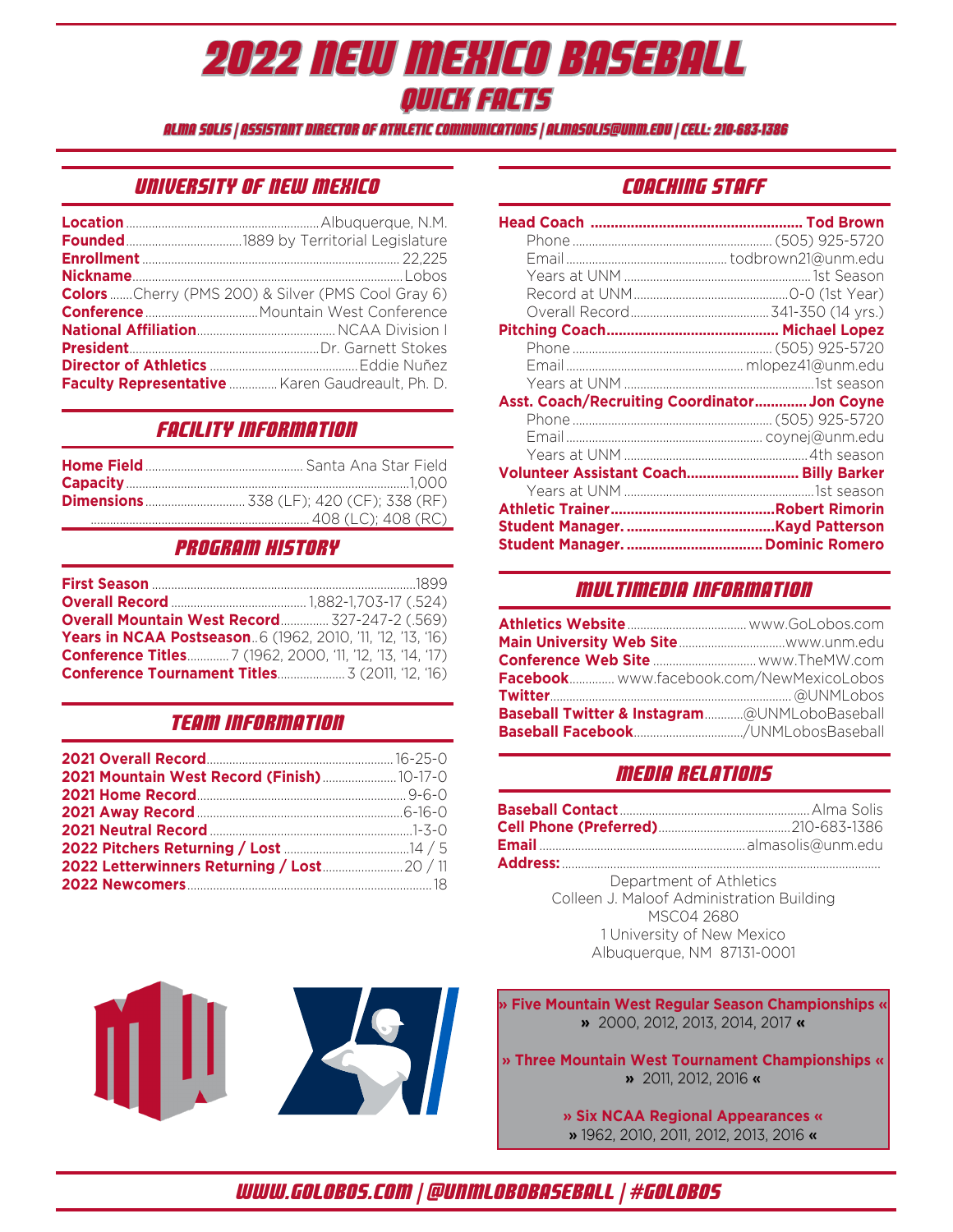# 2022 NEW MEXICO BASEBALL
## QUICK FACTS

ALMA SOLIS | ASSISTANT DIRECTOR OF ATHLETIC COMMUNICATIONS | ALMASOLIS@UNM.EDU | CELL: 210-683-1386

## UNIVERSITY OF NEW MEXICO

**Location** ............ Albuquerque, N.M.
**Founded** ............ 1889 by Territorial Legislature
**Enrollment** ............ 22,225
**Nickname** ............ Lobos
**Colors** ............ Cherry (PMS 200) & Silver (PMS Cool Gray 6)
**Conference** ............ Mountain West Conference
**National Affiliation** ............ NCAA Division I
**President** ............ Dr. Garnett Stokes
**Director of Athletics** ............ Eddie Nuñez
**Faculty Representative** ............ Karen Gaudreault, Ph. D.

## FACILITY INFORMATION

**Home Field** ............ Santa Ana Star Field
**Capacity** ............ 1,000
**Dimensions** ............ 338 (LF); 420 (CF); 338 (RF)
............ 408 (LC); 408 (RC)

## PROGRAM HISTORY

**First Season** ............ 1899
**Overall Record** ............ 1,882-1,703-17 (.524)
**Overall Mountain West Record** ............ 327-247-2 (.569)
**Years in NCAA Postseason** .. 6 (1962, 2010, '11, '12, '13, '16)
**Conference Titles** ............ 7 (1962, 2000, '11, '12, '13, '14, '17)
**Conference Tournament Titles** ............ 3 (2011, '12, '16)

## TEAM INFORMATION

**2021 Overall Record** ............ 16-25-0
**2021 Mountain West Record (Finish)** ............ 10-17-0
**2021 Home Record** ............ 9-6-0
**2021 Away Record** ............ 6-16-0
**2021 Neutral Record** ............ 1-3-0
**2022 Pitchers Returning / Lost** ............ 14 / 5
**2022 Letterwinners Returning / Lost** ............ 20 / 11
**2022 Newcomers** ............ 18

## COACHING STAFF

**Head Coach** ............ **Tod Brown**
Phone ............ (505) 925-5720
Email ............ todbrown21@unm.edu
Years at UNM ............ 1st Season
Record at UNM ............ 0-0 (1st Year)
Overall Record ............ 341-350 (14 yrs.)

**Pitching Coach** ............ **Michael Lopez**
Phone ............ (505) 925-5720
Email ............ mlopez41@unm.edu
Years at UNM ............ 1st season

**Asst. Coach/Recruiting Coordinator** ............ **Jon Coyne**
Phone ............ (505) 925-5720
Email ............ coynej@unm.edu
Years at UNM ............ 4th season

**Volunteer Assistant Coach** ............ **Billy Barker**
Years at UNM ............ 1st season

**Athletic Trainer** ............ **Robert Rimorin**
**Student Manager.** ............ **Kayd Patterson**
**Student Manager.** ............ **Dominic Romero**

## MULTIMEDIA INFORMATION

**Athletics Website** ............ www.GoLobos.com
**Main University Web Site** ............ www.unm.edu
**Conference Web Site** ............ www.TheMW.com
**Facebook** ............ www.facebook.com/NewMexicoLobos
**Twitter** ............ @UNMLobos
**Baseball Twitter & Instagram** ............ @UNMLoboBaseball
**Baseball Facebook** ............ /UNMLobosBaseball

## MEDIA RELATIONS

**Baseball Contact** ............ Alma Solis
**Cell Phone (Preferred)** ............ 210-683-1386
**Email** ............ almasolis@unm.edu
**Address:** ............

Department of Athletics
Colleen J. Maloof Administration Building
MSC04 2680
1 University of New Mexico
Albuquerque, NM 87131-0001

**» Five Mountain West Regular Season Championships «**
» 2000, 2012, 2013, 2014, 2017 «

**» Three Mountain West Tournament Championships «**
» 2011, 2012, 2016 «

**» Six NCAA Regional Appearances «**
» 1962, 2010, 2011, 2012, 2013, 2016 «

WWW.GOLOBOS.COM | @UNMLOBOBASEBALL | #GOLOBOS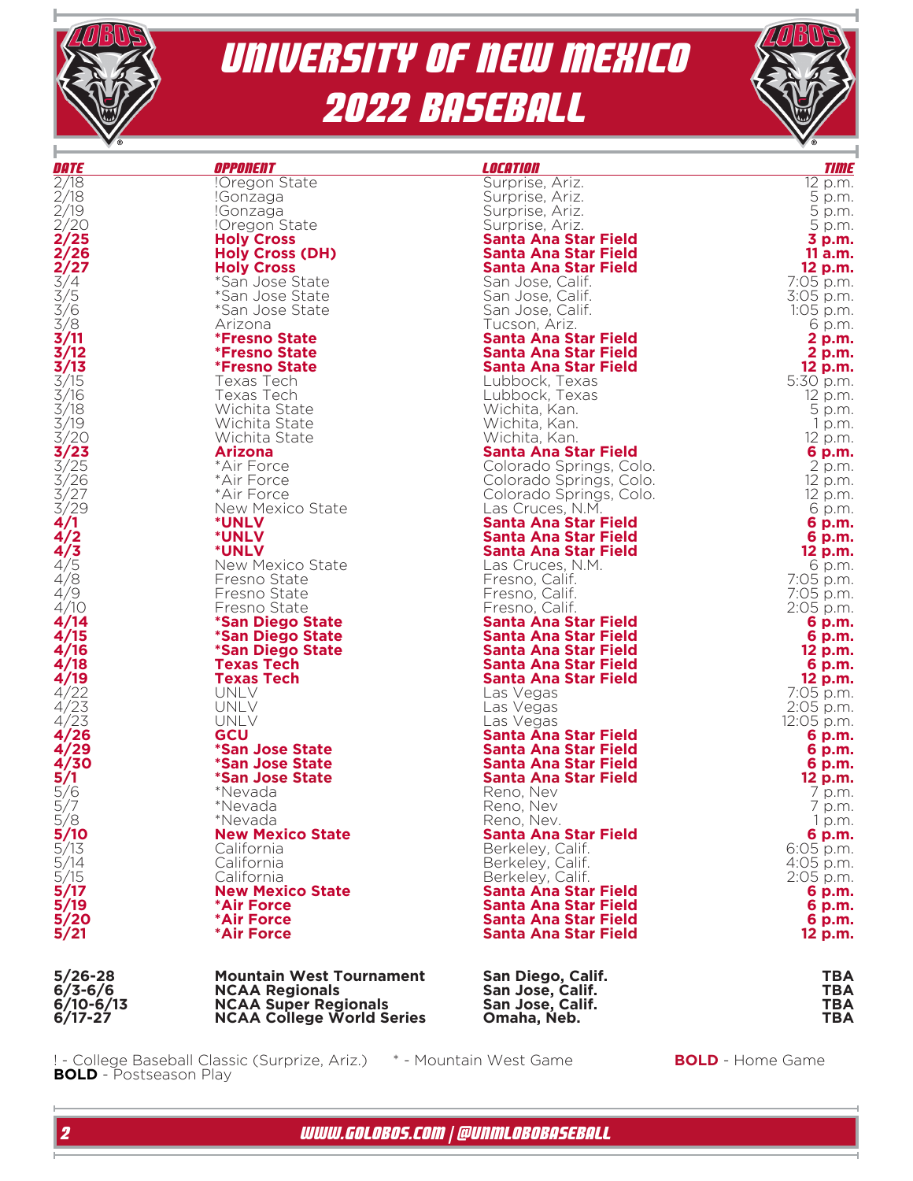# UNIVERSITY OF NEW MEXICO
# 2022 BASEBALL

| DATE | OPPONENT | LOCATION | TIME |
|---|---|---|---|
| 2/18 | !Oregon State | Surprise, Ariz. | 12 p.m. |
| 2/18 | !Gonzaga | Surprise, Ariz. | 5 p.m. |
| 2/19 | !Gonzaga | Surprise, Ariz. | 5 p.m. |
| 2/20 | !Oregon State | Surprise, Ariz. | 5 p.m. |
| **2/25** | **Holy Cross** | **Santa Ana Star Field** | **3 p.m.** |
| **2/26** | **Holy Cross (DH)** | **Santa Ana Star Field** | **11 a.m.** |
| **2/27** | **Holy Cross** | **Santa Ana Star Field** | **12 p.m.** |
| 3/4 | *San Jose State | San Jose, Calif. | 7:05 p.m. |
| 3/5 | *San Jose State | San Jose, Calif. | 3:05 p.m. |
| 3/6 | *San Jose State | San Jose, Calif. | 1:05 p.m. |
| 3/8 | Arizona | Tucson, Ariz. | 6 p.m. |
| **3/11** | ***Fresno State** | **Santa Ana Star Field** | **2 p.m.** |
| **3/12** | ***Fresno State** | **Santa Ana Star Field** | **2 p.m.** |
| **3/13** | ***Fresno State** | **Santa Ana Star Field** | **12 p.m.** |
| 3/15 | Texas Tech | Lubbock, Texas | 5:30 p.m. |
| 3/16 | Texas Tech | Lubbock, Texas | 12 p.m. |
| 3/18 | Wichita State | Wichita, Kan. | 5 p.m. |
| 3/19 | Wichita State | Wichita, Kan. | 1 p.m. |
| 3/20 | Wichita State | Wichita, Kan. | 12 p.m. |
| **3/23** | **Arizona** | **Santa Ana Star Field** | **6 p.m.** |
| 3/25 | *Air Force | Colorado Springs, Colo. | 2 p.m. |
| 3/26 | *Air Force | Colorado Springs, Colo. | 12 p.m. |
| 3/27 | *Air Force | Colorado Springs, Colo. | 12 p.m. |
| 3/29 | New Mexico State | Las Cruces, N.M. | 6 p.m. |
| **4/1** | ***UNLV** | **Santa Ana Star Field** | **6 p.m.** |
| **4/2** | ***UNLV** | **Santa Ana Star Field** | **6 p.m.** |
| **4/3** | ***UNLV** | **Santa Ana Star Field** | **12 p.m.** |
| 4/5 | New Mexico State | Las Cruces, N.M. | 6 p.m. |
| 4/8 | Fresno State | Fresno, Calif. | 7:05 p.m. |
| 4/9 | Fresno State | Fresno, Calif. | 7:05 p.m. |
| 4/10 | Fresno State | Fresno, Calif. | 2:05 p.m. |
| **4/14** | ***San Diego State** | **Santa Ana Star Field** | **6 p.m.** |
| **4/15** | ***San Diego State** | **Santa Ana Star Field** | **6 p.m.** |
| **4/16** | ***San Diego State** | **Santa Ana Star Field** | **12 p.m.** |
| **4/18** | **Texas Tech** | **Santa Ana Star Field** | **6 p.m.** |
| **4/19** | **Texas Tech** | **Santa Ana Star Field** | **12 p.m.** |
| 4/22 | UNLV | Las Vegas | 7:05 p.m. |
| 4/23 | UNLV | Las Vegas | 2:05 p.m. |
| 4/23 | UNLV | Las Vegas | 12:05 p.m. |
| **4/26** | **GCU** | **Santa Ana Star Field** | **6 p.m.** |
| **4/29** | ***San Jose State** | **Santa Ana Star Field** | **6 p.m.** |
| **4/30** | ***San Jose State** | **Santa Ana Star Field** | **6 p.m.** |
| **5/1** | ***San Jose State** | **Santa Ana Star Field** | **12 p.m.** |
| 5/6 | *Nevada | Reno, Nev | 7 p.m. |
| 5/7 | *Nevada | Reno, Nev | 7 p.m. |
| 5/8 | *Nevada | Reno, Nev. | 1 p.m. |
| **5/10** | **New Mexico State** | **Santa Ana Star Field** | **6 p.m.** |
| 5/13 | California | Berkeley, Calif. | 6:05 p.m. |
| 5/14 | California | Berkeley, Calif. | 4:05 p.m. |
| 5/15 | California | Berkeley, Calif. | 2:05 p.m. |
| **5/17** | **New Mexico State** | **Santa Ana Star Field** | **6 p.m.** |
| **5/19** | ***Air Force** | **Santa Ana Star Field** | **6 p.m.** |
| **5/20** | ***Air Force** | **Santa Ana Star Field** | **6 p.m.** |
| **5/21** | ***Air Force** | **Santa Ana Star Field** | **12 p.m.** |
| **5/26-28** | **Mountain West Tournament** | **San Diego, Calif.** | **TBA** |
| **6/3-6/6** | **NCAA Regionals** | **San Jose, Calif.** | **TBA** |
| **6/10-6/13** | **NCAA Super Regionals** | **San Jose, Calif.** | **TBA** |
| **6/17-27** | **NCAA College World Series** | **Omaha, Neb.** | **TBA** |

! - College Baseball Classic (Surprize, Ariz.)　　* - Mountain West Game　　**BOLD** - Home Game
**BOLD** - Postseason Play

WWW.GOLOBOS.COM | @UNMLOBOBASEBALL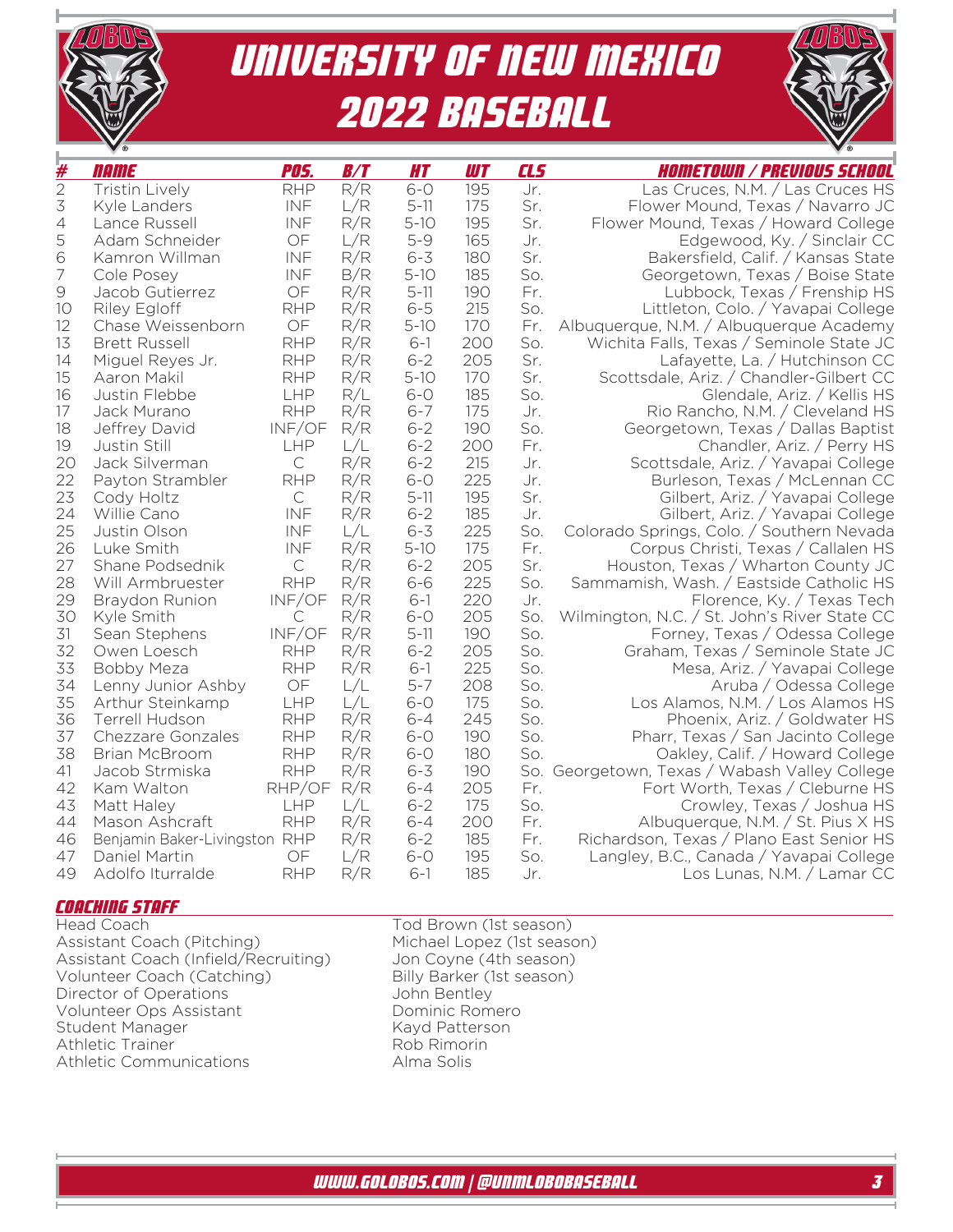# UNIVERSITY OF NEW MEXICO
# 2022 BASEBALL

| # | NAME | POS. | B/T | HT | WT | CLS | HOMETOWN / PREVIOUS SCHOOL |
|---|---|---|---|---|---|---|---|
| 2 | Tristin Lively | RHP | R/R | 6-0 | 195 | Jr. | Las Cruces, N.M. / Las Cruces HS |
| 3 | Kyle Landers | INF | L/R | 5-11 | 175 | Sr. | Flower Mound, Texas / Navarro JC |
| 4 | Lance Russell | INF | R/R | 5-10 | 195 | Sr. | Flower Mound, Texas / Howard College |
| 5 | Adam Schneider | OF | L/R | 5-9 | 165 | Jr. | Edgewood, Ky. / Sinclair CC |
| 6 | Kamron Willman | INF | R/R | 6-3 | 180 | Sr. | Bakersfield, Calif. / Kansas State |
| 7 | Cole Posey | INF | B/R | 5-10 | 185 | So. | Georgetown, Texas / Boise State |
| 9 | Jacob Gutierrez | OF | R/R | 5-11 | 190 | Fr. | Lubbock, Texas / Frenship HS |
| 10 | Riley Egloff | RHP | R/R | 6-5 | 215 | So. | Littleton, Colo. / Yavapai College |
| 12 | Chase Weissenborn | OF | R/R | 5-10 | 170 | Fr. | Albuquerque, N.M. / Albuquerque Academy |
| 13 | Brett Russell | RHP | R/R | 6-1 | 200 | So. | Wichita Falls, Texas / Seminole State JC |
| 14 | Miguel Reyes Jr. | RHP | R/R | 6-2 | 205 | Sr. | Lafayette, La. / Hutchinson CC |
| 15 | Aaron Makil | RHP | R/R | 5-10 | 170 | Sr. | Scottsdale, Ariz. / Chandler-Gilbert CC |
| 16 | Justin Flebbe | LHP | R/L | 6-0 | 185 | So. | Glendale, Ariz. / Kellis HS |
| 17 | Jack Murano | RHP | R/R | 6-7 | 175 | Jr. | Rio Rancho, N.M. / Cleveland HS |
| 18 | Jeffrey David | INF/OF | R/R | 6-2 | 190 | So. | Georgetown, Texas / Dallas Baptist |
| 19 | Justin Still | LHP | L/L | 6-2 | 200 | Fr. | Chandler, Ariz. / Perry HS |
| 20 | Jack Silverman | C | R/R | 6-2 | 215 | Jr. | Scottsdale, Ariz. / Yavapai College |
| 22 | Payton Strambler | RHP | R/R | 6-0 | 225 | Jr. | Burleson, Texas / McLennan CC |
| 23 | Cody Holtz | C | R/R | 5-11 | 195 | Sr. | Gilbert, Ariz. / Yavapai College |
| 24 | Willie Cano | INF | R/R | 6-2 | 185 | Jr. | Gilbert, Ariz. / Yavapai College |
| 25 | Justin Olson | INF | L/L | 6-3 | 225 | So. | Colorado Springs, Colo. / Southern Nevada |
| 26 | Luke Smith | INF | R/R | 5-10 | 175 | Fr. | Corpus Christi, Texas / Callallen HS |
| 27 | Shane Podsednik | C | R/R | 6-2 | 205 | Sr. | Houston, Texas / Wharton County JC |
| 28 | Will Armbruester | RHP | R/R | 6-6 | 225 | So. | Sammamish, Wash. / Eastside Catholic HS |
| 29 | Braydon Runion | INF/OF | R/R | 6-1 | 220 | Jr. | Florence, Ky. / Texas Tech |
| 30 | Kyle Smith | C | R/R | 6-0 | 205 | So. | Wilmington, N.C. / St. John's River State CC |
| 31 | Sean Stephens | INF/OF | R/R | 5-11 | 190 | So. | Forney, Texas / Odessa College |
| 32 | Owen Loesch | RHP | R/R | 6-2 | 205 | So. | Graham, Texas / Seminole State JC |
| 33 | Bobby Meza | RHP | R/R | 6-1 | 225 | So. | Mesa, Ariz. / Yavapai College |
| 34 | Lenny Junior Ashby | OF | L/L | 5-7 | 208 | So. | Aruba / Odessa College |
| 35 | Arthur Steinkamp | LHP | L/L | 6-0 | 175 | So. | Los Alamos, N.M. / Los Alamos HS |
| 36 | Terrell Hudson | RHP | R/R | 6-4 | 245 | So. | Phoenix, Ariz. / Goldwater HS |
| 37 | Chezzare Gonzales | RHP | R/R | 6-0 | 190 | So. | Pharr, Texas / San Jacinto College |
| 38 | Brian McBroom | RHP | R/R | 6-0 | 180 | So. | Oakley, Calif. / Howard College |
| 41 | Jacob Strmiska | RHP | R/R | 6-3 | 190 | So. | Georgetown, Texas / Wabash Valley College |
| 42 | Kam Walton | RHP/OF | R/R | 6-4 | 205 | Fr. | Fort Worth, Texas / Cleburne HS |
| 43 | Matt Haley | LHP | L/L | 6-2 | 175 | So. | Crowley, Texas / Joshua HS |
| 44 | Mason Ashcraft | RHP | R/R | 6-4 | 200 | Fr. | Albuquerque, N.M. / St. Pius X HS |
| 46 | Benjamin Baker-Livingston | RHP | R/R | 6-2 | 185 | Fr. | Richardson, Texas / Plano East Senior HS |
| 47 | Daniel Martin | OF | L/R | 6-0 | 195 | So. | Langley, B.C., Canada / Yavapai College |
| 49 | Adolfo Iturralde | RHP | R/R | 6-1 | 185 | Jr. | Los Lunas, N.M. / Lamar CC |

## COACHING STAFF

| | |
|---|---|
| Head Coach | Tod Brown (1st season) |
| Assistant Coach (Pitching) | Michael Lopez (1st season) |
| Assistant Coach (Infield/Recruiting) | Jon Coyne (4th season) |
| Volunteer Coach (Catching) | Billy Barker (1st season) |
| Director of Operations | John Bentley |
| Volunteer Ops Assistant | Dominic Romero |
| Student Manager | Kayd Patterson |
| Athletic Trainer | Rob Rimorin |
| Athletic Communications | Alma Solis |

WWW.GOLOBOS.COM | @UNMLOBOBASEBALL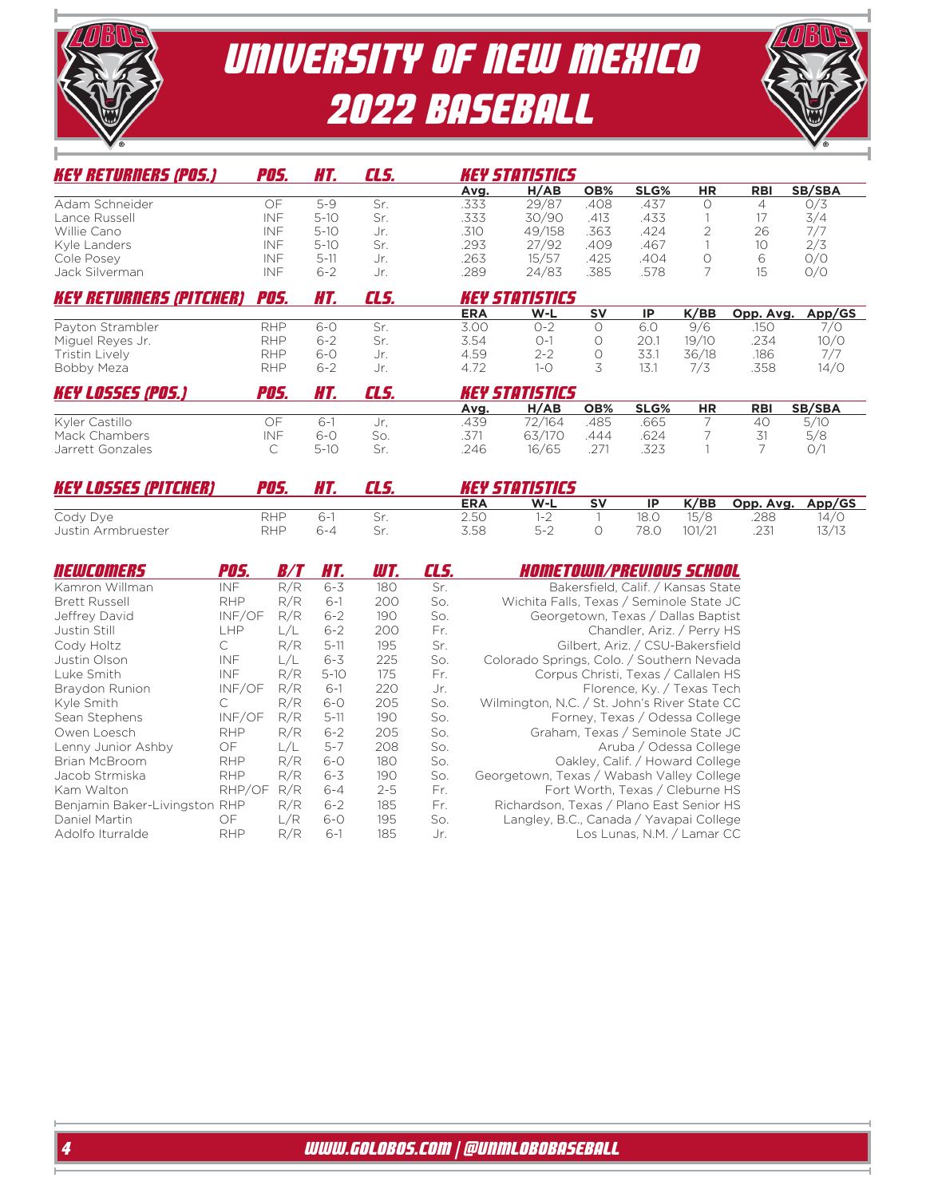# UNIVERSITY OF NEW MEXICO 2022 BASEBALL

## KEY RETURNERS (POS.)

| Name | POS. | HT. | CLS. | Avg. | H/AB | OB% | SLG% | HR | RBI | SB/SBA |
|---|---|---|---|---|---|---|---|---|---|---|
| Adam Schneider | OF | 5-9 | Sr. | .333 | 29/87 | .408 | .437 | 0 | 4 | 0/3 |
| Lance Russell | INF | 5-10 | Sr. | .333 | 30/90 | .413 | .433 | 1 | 17 | 3/4 |
| Willie Cano | INF | 5-10 | Jr. | .310 | 49/158 | .363 | .424 | 2 | 26 | 7/7 |
| Kyle Landers | INF | 5-10 | Sr. | .293 | 27/92 | .409 | .467 | 1 | 10 | 2/3 |
| Cole Posey | INF | 5-11 | Jr. | .263 | 15/57 | .425 | .404 | 0 | 6 | 0/0 |
| Jack Silverman | INF | 6-2 | Jr. | .289 | 24/83 | .385 | .578 | 7 | 15 | 0/0 |

## KEY RETURNERS (PITCHER)

| Name | POS. | HT. | CLS. | ERA | W-L | SV | IP | K/BB | Opp. Avg. | App/GS |
|---|---|---|---|---|---|---|---|---|---|---|
| Payton Strambler | RHP | 6-0 | Sr. | 3.00 | 0-2 | 0 | 6.0 | 9/6 | .150 | 7/0 |
| Miguel Reyes Jr. | RHP | 6-2 | Sr. | 3.54 | 0-1 | 0 | 20.1 | 19/10 | .234 | 10/0 |
| Tristin Lively | RHP | 6-0 | Jr. | 4.59 | 2-2 | 0 | 33.1 | 36/18 | .186 | 7/7 |
| Bobby Meza | RHP | 6-2 | Jr. | 4.72 | 1-0 | 3 | 13.1 | 7/3 | .358 | 14/0 |

## KEY LOSSES (POS.)

| Name | POS. | HT. | CLS. | Avg. | H/AB | OB% | SLG% | HR | RBI | SB/SBA |
|---|---|---|---|---|---|---|---|---|---|---|
| Kyler Castillo | OF | 6-1 | Jr, | .439 | 72/164 | .485 | .665 | 7 | 40 | 5/10 |
| Mack Chambers | INF | 6-0 | So. | .371 | 63/170 | .444 | .624 | 7 | 31 | 5/8 |
| Jarrett Gonzales | C | 5-10 | Sr. | .246 | 16/65 | .271 | .323 | 1 | 7 | 0/1 |

## KEY LOSSES (PITCHER)

| Name | POS. | HT. | CLS. | ERA | W-L | SV | IP | K/BB | Opp. Avg. | App/GS |
|---|---|---|---|---|---|---|---|---|---|---|
| Cody Dye | RHP | 6-1 | Sr. | 2.50 | 1-2 | 1 | 18.0 | 15/8 | .288 | 14/0 |
| Justin Armbruester | RHP | 6-4 | Sr. | 3.58 | 5-2 | 0 | 78.0 | 101/21 | .231 | 13/13 |

## NEWCOMERS

| Name | POS. | B/T | HT. | WT. | CLS. | HOMETOWN/PREVIOUS SCHOOL |
|---|---|---|---|---|---|---|
| Kamron Willman | INF | R/R | 6-3 | 180 | Sr. | Bakersfield, Calif. / Kansas State |
| Brett Russell | RHP | R/R | 6-1 | 200 | So. | Wichita Falls, Texas / Seminole State JC |
| Jeffrey David | INF/OF | R/R | 6-2 | 190 | So. | Georgetown, Texas / Dallas Baptist |
| Justin Still | LHP | L/L | 6-2 | 200 | Fr. | Chandler, Ariz. / Perry HS |
| Cody Holtz | C | R/R | 5-11 | 195 | Sr. | Gilbert, Ariz. / CSU-Bakersfield |
| Justin Olson | INF | L/L | 6-3 | 225 | So. | Colorado Springs, Colo. / Southern Nevada |
| Luke Smith | INF | R/R | 5-10 | 175 | Fr. | Corpus Christi, Texas / Callalen HS |
| Braydon Runion | INF/OF | R/R | 6-1 | 220 | Jr. | Florence, Ky. / Texas Tech |
| Kyle Smith | C | R/R | 6-0 | 205 | So. | Wilmington, N.C. / St. John's River State CC |
| Sean Stephens | INF/OF | R/R | 5-11 | 190 | So. | Forney, Texas / Odessa College |
| Owen Loesch | RHP | R/R | 6-2 | 205 | So. | Graham, Texas / Seminole State JC |
| Lenny Junior Ashby | OF | L/L | 5-7 | 208 | So. | Aruba / Odessa College |
| Brian McBroom | RHP | R/R | 6-0 | 180 | So. | Oakley, Calif. / Howard College |
| Jacob Strmiska | RHP | R/R | 6-3 | 190 | So. | Georgetown, Texas / Wabash Valley College |
| Kam Walton | RHP/OF | R/R | 6-4 | 2-5 | Fr. | Fort Worth, Texas / Cleburne HS |
| Benjamin Baker-Livingston | RHP | R/R | 6-2 | 185 | Fr. | Richardson, Texas / Plano East Senior HS |
| Daniel Martin | OF | L/R | 6-0 | 195 | So. | Langley, B.C., Canada / Yavapai College |
| Adolfo Iturralde | RHP | R/R | 6-1 | 185 | Jr. | Los Lunas, N.M. / Lamar CC |

WWW.GOLOBOS.COM | @UNMLOBOBASEBALL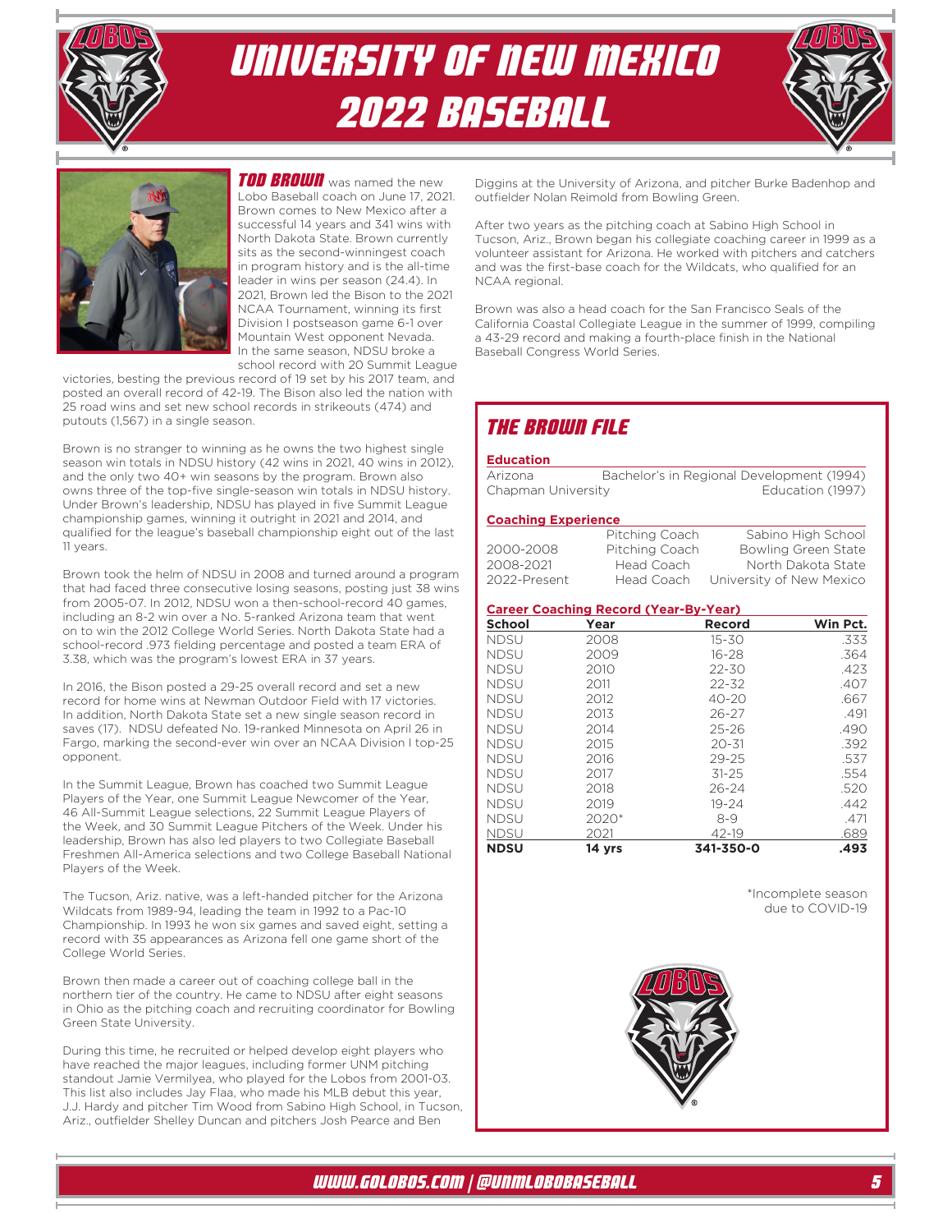# UNIVERSITY OF NEW MEXICO 2022 BASEBALL

**TOD BROWN** was named the new Lobo Baseball coach on June 17, 2021. Brown comes to New Mexico after a successful 14 years and 341 wins with North Dakota State. Brown currently sits as the second-winningest coach in program history and is the all-time leader in wins per season (24.4). In 2021, Brown led the Bison to the 2021 NCAA Tournament, winning its first Division I postseason game 6-1 over Mountain West opponent Nevada. In the same season, NDSU broke a school record with 20 Summit League victories, besting the previous record of 19 set by his 2017 team, and posted an overall record of 42-19. The Bison also led the nation with 25 road wins and set new school records in strikeouts (474) and putouts (1,567) in a single season.

Brown is no stranger to winning as he owns the two highest single season win totals in NDSU history (42 wins in 2021, 40 wins in 2012), and the only two 40+ win seasons by the program. Brown also owns three of the top-five single-season win totals in NDSU history. Under Brown's leadership, NDSU has played in five Summit League championship games, winning it outright in 2021 and 2014, and qualified for the league's baseball championship eight out of the last 11 years.

Brown took the helm of NDSU in 2008 and turned around a program that had faced three consecutive losing seasons, posting just 38 wins from 2005-07. In 2012, NDSU won a then-school-record 40 games, including an 8-2 win over a No. 5-ranked Arizona team that went on to win the 2012 College World Series. North Dakota State had a school-record .973 fielding percentage and posted a team ERA of 3.38, which was the program's lowest ERA in 37 years.

In 2016, the Bison posted a 29-25 overall record and set a new record for home wins at Newman Outdoor Field with 17 victories. In addition, North Dakota State set a new single season record in saves (17). NDSU defeated No. 19-ranked Minnesota on April 26 in Fargo, marking the second-ever win over an NCAA Division I top-25 opponent.

In the Summit League, Brown has coached two Summit League Players of the Year, one Summit League Newcomer of the Year, 46 All-Summit League selections, 22 Summit League Players of the Week, and 30 Summit League Pitchers of the Week. Under his leadership, Brown has also led players to two Collegiate Baseball Freshmen All-America selections and two College Baseball National Players of the Week.

The Tucson, Ariz. native, was a left-handed pitcher for the Arizona Wildcats from 1989-94, leading the team in 1992 to a Pac-10 Championship. In 1993 he won six games and saved eight, setting a record with 35 appearances as Arizona fell one game short of the College World Series.

Brown then made a career out of coaching college ball in the northern tier of the country. He came to NDSU after eight seasons in Ohio as the pitching coach and recruiting coordinator for Bowling Green State University.

During this time, he recruited or helped develop eight players who have reached the major leagues, including former UNM pitching standout Jamie Vermilyea, who played for the Lobos from 2001-03. This list also includes Jay Flaa, who made his MLB debut this year, J.J. Hardy and pitcher Tim Wood from Sabino High School, in Tucson, Ariz., outfielder Shelley Duncan and pitchers Josh Pearce and Ben Diggins at the University of Arizona, and pitcher Burke Badenhop and outfielder Nolan Reimold from Bowling Green.

After two years as the pitching coach at Sabino High School in Tucson, Ariz., Brown began his collegiate coaching career in 1999 as a volunteer assistant for Arizona. He worked with pitchers and catchers and was the first-base coach for the Wildcats, who qualified for an NCAA regional.

Brown was also a head coach for the San Francisco Seals of the California Coastal Collegiate League in the summer of 1999, compiling a 43-29 record and making a fourth-place finish in the National Baseball Congress World Series.

## THE BROWN FILE

**Education**

| | |
|---|---|
| Arizona | Bachelor's in Regional Development (1994) |
| Chapman University | Education (1997) |

**Coaching Experience**

| | | |
|---|---|---|
| | Pitching Coach | Sabino High School |
| 2000-2008 | Pitching Coach | Bowling Green State |
| 2008-2021 | Head Coach | North Dakota State |
| 2022-Present | Head Coach | University of New Mexico |

**Career Coaching Record (Year-By-Year)**

| School | Year | Record | Win Pct. |
|---|---|---|---|
| NDSU | 2008 | 15-30 | .333 |
| NDSU | 2009 | 16-28 | .364 |
| NDSU | 2010 | 22-30 | .423 |
| NDSU | 2011 | 22-32 | .407 |
| NDSU | 2012 | 40-20 | .667 |
| NDSU | 2013 | 26-27 | .491 |
| NDSU | 2014 | 25-26 | .490 |
| NDSU | 2015 | 20-31 | .392 |
| NDSU | 2016 | 29-25 | .537 |
| NDSU | 2017 | 31-25 | .554 |
| NDSU | 2018 | 26-24 | .520 |
| NDSU | 2019 | 19-24 | .442 |
| NDSU | 2020* | 8-9 | .471 |
| NDSU | 2021 | 42-19 | .689 |
| **NDSU** | **14 yrs** | **341-350-0** | **.493** |

*Incomplete season due to COVID-19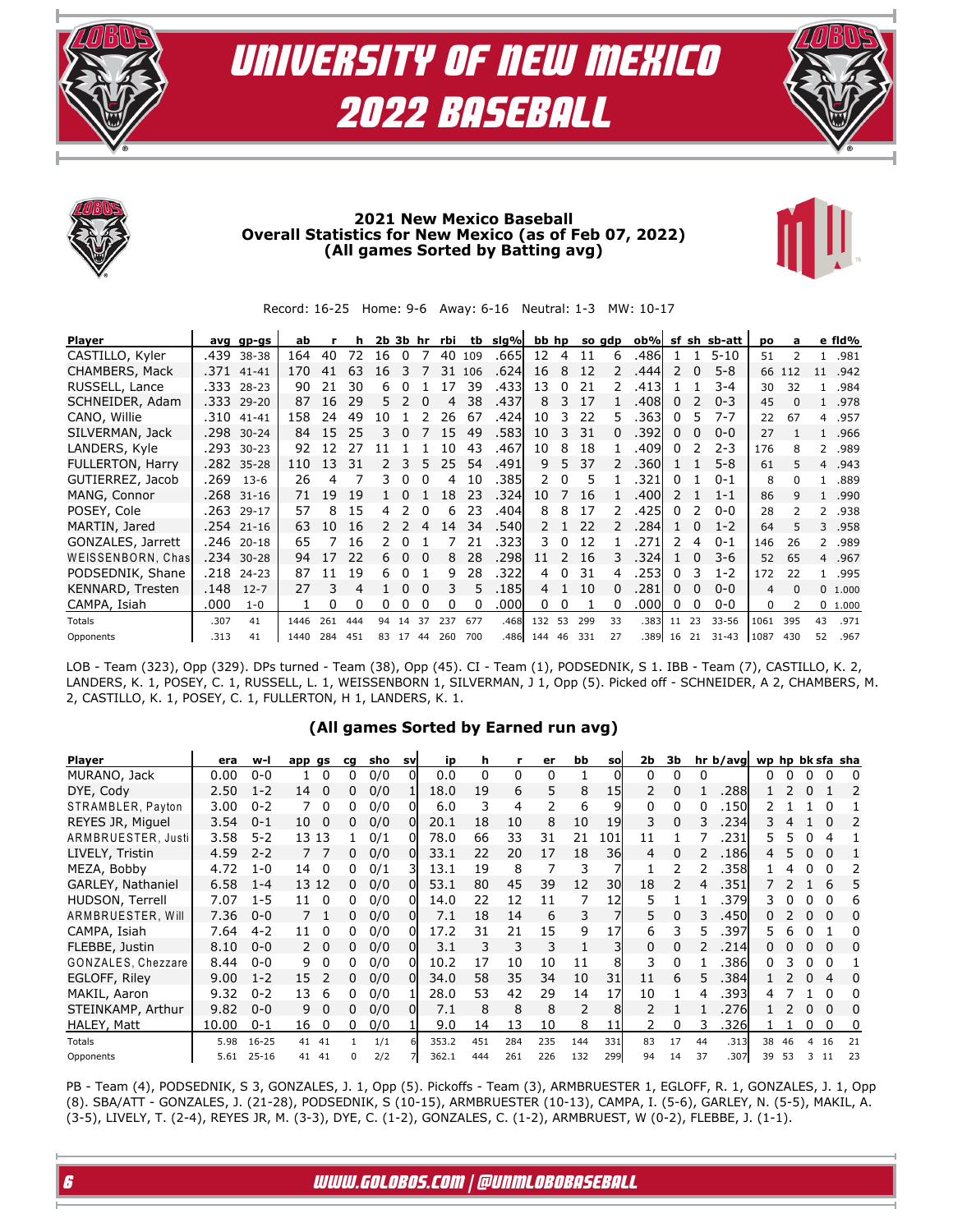# UNIVERSITY OF NEW MEXICO 2022 BASEBALL

**2021 New Mexico Baseball**
**Overall Statistics for New Mexico (as of Feb 07, 2022)**
**(All games Sorted by Batting avg)**

Record: 16-25 Home: 9-6 Away: 6-16 Neutral: 1-3 MW: 10-17

| Player | avg | gp-gs | ab | r | h | 2b | 3b | hr | rbi | tb | slg% | bb | hp | so | gdp | ob% | sf | sh | sb-att | po | a | e | fld% |
|---|---|---|---|---|---|---|---|---|---|---|---|---|---|---|---|---|---|---|---|---|---|---|---|
| CASTILLO, Kyler | .439 | 38-38 | 164 | 40 | 72 | 16 | 0 | 7 | 40 | 109 | .665 | 12 | 4 | 11 | 6 | .486 | 1 | 1 | 5-10 | 51 | 2 | 1 | .981 |
| CHAMBERS, Mack | .371 | 41-41 | 170 | 41 | 63 | 16 | 3 | 7 | 31 | 106 | .624 | 16 | 8 | 12 | 2 | .444 | 2 | 0 | 5-8 | 66 | 112 | 11 | .942 |
| RUSSELL, Lance | .333 | 28-23 | 90 | 21 | 30 | 6 | 0 | 1 | 17 | 39 | .433 | 13 | 0 | 21 | 2 | .413 | 1 | 1 | 3-4 | 30 | 32 | 1 | .984 |
| SCHNEIDER, Adam | .333 | 29-20 | 87 | 16 | 29 | 5 | 2 | 0 | 4 | 38 | .437 | 8 | 3 | 17 | 1 | .408 | 0 | 2 | 0-3 | 45 | 0 | 1 | .978 |
| CANO, Willie | .310 | 41-41 | 158 | 24 | 49 | 10 | 1 | 2 | 26 | 67 | .424 | 10 | 3 | 22 | 5 | .363 | 0 | 5 | 7-7 | 22 | 67 | 4 | .957 |
| SILVERMAN, Jack | .298 | 30-24 | 84 | 15 | 25 | 3 | 0 | 7 | 15 | 49 | .583 | 10 | 3 | 31 | 0 | .392 | 0 | 0 | 0-0 | 27 | 1 | 1 | .966 |
| LANDERS, Kyle | .293 | 30-23 | 92 | 12 | 27 | 11 | 1 | 1 | 10 | 43 | .467 | 10 | 8 | 18 | 1 | .409 | 0 | 2 | 2-3 | 176 | 8 | 2 | .989 |
| FULLERTON, Harry | .282 | 35-28 | 110 | 13 | 31 | 2 | 3 | 5 | 25 | 54 | .491 | 9 | 5 | 37 | 2 | .360 | 1 | 1 | 5-8 | 61 | 5 | 4 | .943 |
| GUTIERREZ, Jacob | .269 | 13-6 | 26 | 4 | 7 | 3 | 0 | 0 | 4 | 10 | .385 | 2 | 0 | 5 | 1 | .321 | 0 | 1 | 0-1 | 8 | 0 | 1 | .889 |
| MANG, Connor | .268 | 31-16 | 71 | 19 | 19 | 1 | 0 | 1 | 18 | 23 | .324 | 10 | 7 | 16 | 1 | .400 | 2 | 1 | 1-1 | 86 | 9 | 1 | .990 |
| POSEY, Cole | .263 | 29-17 | 57 | 8 | 15 | 4 | 2 | 0 | 6 | 23 | .404 | 8 | 8 | 17 | 2 | .425 | 0 | 2 | 0-0 | 28 | 2 | 2 | .938 |
| MARTIN, Jared | .254 | 21-16 | 63 | 10 | 16 | 2 | 2 | 4 | 14 | 34 | .540 | 2 | 1 | 22 | 2 | .284 | 1 | 0 | 1-2 | 64 | 5 | 3 | .958 |
| GONZALES, Jarrett | .246 | 20-18 | 65 | 7 | 16 | 2 | 0 | 1 | 7 | 21 | .323 | 3 | 0 | 12 | 1 | .271 | 2 | 4 | 0-1 | 146 | 26 | 2 | .989 |
| WEISSENBORN, Chas | .234 | 30-28 | 94 | 17 | 22 | 6 | 0 | 0 | 8 | 28 | .298 | 11 | 2 | 16 | 3 | .324 | 1 | 0 | 3-6 | 52 | 65 | 4 | .967 |
| PODSEDNIK, Shane | .218 | 24-23 | 87 | 11 | 19 | 6 | 0 | 1 | 9 | 28 | .322 | 4 | 0 | 31 | 4 | .253 | 0 | 3 | 1-2 | 172 | 22 | 1 | .995 |
| KENNARD, Tresten | .148 | 12-7 | 27 | 3 | 4 | 1 | 0 | 0 | 3 | 5 | .185 | 4 | 1 | 10 | 0 | .281 | 0 | 0 | 0-0 | 4 | 0 | 0 | 1.000 |
| CAMPA, Isiah | .000 | 1-0 | 1 | 0 | 0 | 0 | 0 | 0 | 0 | 0 | .000 | 0 | 0 | 1 | 0 | .000 | 0 | 0 | 0-0 | 0 | 2 | 0 | 1.000 |
| Totals | .307 | 41 | 1446 | 261 | 444 | 94 | 14 | 37 | 237 | 677 | .468 | 132 | 53 | 299 | 33 | .383 | 11 | 23 | 33-56 | 1061 | 395 | 43 | .971 |
| Opponents | .313 | 41 | 1440 | 284 | 451 | 83 | 17 | 44 | 260 | 700 | .486 | 144 | 46 | 331 | 27 | .389 | 16 | 21 | 31-43 | 1087 | 430 | 52 | .967 |

LOB - Team (323), Opp (329). DPs turned - Team (38), Opp (45). CI - Team (1), PODSEDNIK, S 1. IBB - Team (7), CASTILLO, K. 2, LANDERS, K. 1, POSEY, C. 1, RUSSELL, L. 1, WEISSENBORN 1, SILVERMAN, J 1, Opp (5). Picked off - SCHNEIDER, A 2, CHAMBERS, M. 2, CASTILLO, K. 1, POSEY, C. 1, FULLERTON, H 1, LANDERS, K. 1.

**(All games Sorted by Earned run avg)**

| Player | era | w-l | app | gs | cg | sho | sv | ip | h | r | er | bb | so | 2b | 3b | hr | b/avg | wp | hp | bk | sfa | sha |
|---|---|---|---|---|---|---|---|---|---|---|---|---|---|---|---|---|---|---|---|---|---|---|
| MURANO, Jack | 0.00 | 0-0 | 1 | 0 | 0 | 0/0 | 0 | 0.0 | 0 | 0 | 0 | 1 | 0 | 0 | 0 | 0 | | 0 | 0 | 0 | 0 | 0 |
| DYE, Cody | 2.50 | 1-2 | 14 | 0 | 0 | 0/0 | 1 | 18.0 | 19 | 6 | 5 | 8 | 15 | 2 | 0 | 1 | .288 | 1 | 2 | 0 | 1 | 2 |
| STRAMBLER, Payton | 3.00 | 0-2 | 7 | 0 | 0 | 0/0 | 0 | 6.0 | 3 | 4 | 2 | 6 | 9 | 0 | 0 | 0 | .150 | 2 | 1 | 1 | 0 | 1 |
| REYES JR, Miguel | 3.54 | 0-1 | 10 | 0 | 0 | 0/0 | 0 | 20.1 | 18 | 10 | 8 | 10 | 19 | 3 | 0 | 3 | .234 | 3 | 4 | 1 | 0 | 2 |
| ARMBRUESTER, Justi | 3.58 | 5-2 | 13 | 13 | 1 | 0/1 | 0 | 78.0 | 66 | 33 | 31 | 21 | 101 | 11 | 1 | 7 | .231 | 5 | 5 | 0 | 4 | 1 |
| LIVELY, Tristin | 4.59 | 2-2 | 7 | 7 | 0 | 0/0 | 0 | 33.1 | 22 | 20 | 17 | 18 | 36 | 4 | 0 | 2 | .186 | 4 | 5 | 0 | 0 | 1 |
| MEZA, Bobby | 4.72 | 1-0 | 14 | 0 | 0 | 0/1 | 3 | 13.1 | 19 | 8 | 7 | 3 | 7 | 1 | 2 | 2 | .358 | 1 | 4 | 0 | 0 | 2 |
| GARLEY, Nathaniel | 6.58 | 1-4 | 13 | 12 | 0 | 0/0 | 0 | 53.1 | 80 | 45 | 39 | 12 | 30 | 18 | 2 | 4 | .351 | 7 | 2 | 1 | 6 | 5 |
| HUDSON, Terrell | 7.07 | 1-5 | 11 | 0 | 0 | 0/0 | 0 | 14.0 | 22 | 12 | 11 | 7 | 12 | 5 | 1 | 1 | .379 | 3 | 0 | 0 | 0 | 6 |
| ARMBRUESTER, Will | 7.36 | 0-0 | 7 | 1 | 0 | 0/0 | 0 | 7.1 | 18 | 14 | 6 | 3 | 7 | 5 | 0 | 3 | .450 | 0 | 2 | 0 | 0 | 0 |
| CAMPA, Isiah | 7.64 | 4-2 | 11 | 0 | 0 | 0/0 | 0 | 17.2 | 31 | 21 | 15 | 9 | 17 | 6 | 3 | 5 | .397 | 5 | 6 | 0 | 1 | 0 |
| FLEBBE, Justin | 8.10 | 0-0 | 2 | 0 | 0 | 0/0 | 0 | 3.1 | 3 | 3 | 3 | 1 | 3 | 0 | 0 | 2 | .214 | 0 | 0 | 0 | 0 | 0 |
| GONZALES, Chezzare | 8.44 | 0-0 | 9 | 0 | 0 | 0/0 | 0 | 10.2 | 17 | 10 | 10 | 11 | 8 | 3 | 0 | 1 | .386 | 0 | 3 | 0 | 0 | 1 |
| EGLOFF, Riley | 9.00 | 1-2 | 15 | 2 | 0 | 0/0 | 0 | 34.0 | 58 | 35 | 34 | 10 | 31 | 11 | 6 | 5 | .384 | 1 | 2 | 0 | 4 | 0 |
| MAKIL, Aaron | 9.32 | 0-2 | 13 | 6 | 0 | 0/0 | 1 | 28.0 | 53 | 42 | 29 | 14 | 17 | 10 | 1 | 4 | .393 | 4 | 7 | 1 | 0 | 0 |
| STEINKAMP, Arthur | 9.82 | 0-0 | 9 | 0 | 0 | 0/0 | 0 | 7.1 | 8 | 8 | 8 | 2 | 8 | 2 | 1 | 1 | .276 | 1 | 2 | 0 | 0 | 0 |
| HALEY, Matt | 10.00 | 0-1 | 16 | 0 | 0 | 0/0 | 1 | 9.0 | 14 | 13 | 10 | 8 | 11 | 2 | 0 | 3 | .326 | 1 | 1 | 0 | 0 | 0 |
| Totals | 5.98 | 16-25 | 41 | 41 | 1 | 1/1 | 6 | 353.2 | 451 | 284 | 235 | 144 | 331 | 83 | 17 | 44 | .313 | 38 | 46 | 4 | 16 | 21 |
| Opponents | 5.61 | 25-16 | 41 | 41 | 0 | 2/2 | 7 | 362.1 | 444 | 261 | 226 | 132 | 299 | 94 | 14 | 37 | .307 | 39 | 53 | 3 | 11 | 23 |

PB - Team (4), PODSEDNIK, S 3, GONZALES, J. 1, Opp (5). Pickoffs - Team (3), ARMBRUESTER 1, EGLOFF, R. 1, GONZALES, J. 1, Opp (8). SBA/ATT - GONZALES, J. (21-28), PODSEDNIK, S (10-15), ARMBRUESTER (10-13), CAMPA, I. (5-6), GARLEY, N. (5-5), MAKIL, A. (3-5), LIVELY, T. (2-4), REYES JR, M. (3-3), DYE, C. (1-2), GONZALES, C. (1-2), ARMBRUEST, W (0-2), FLEBBE, J. (1-1).

WWW.GOLOBOS.COM | @UNMLOBOBASEBALL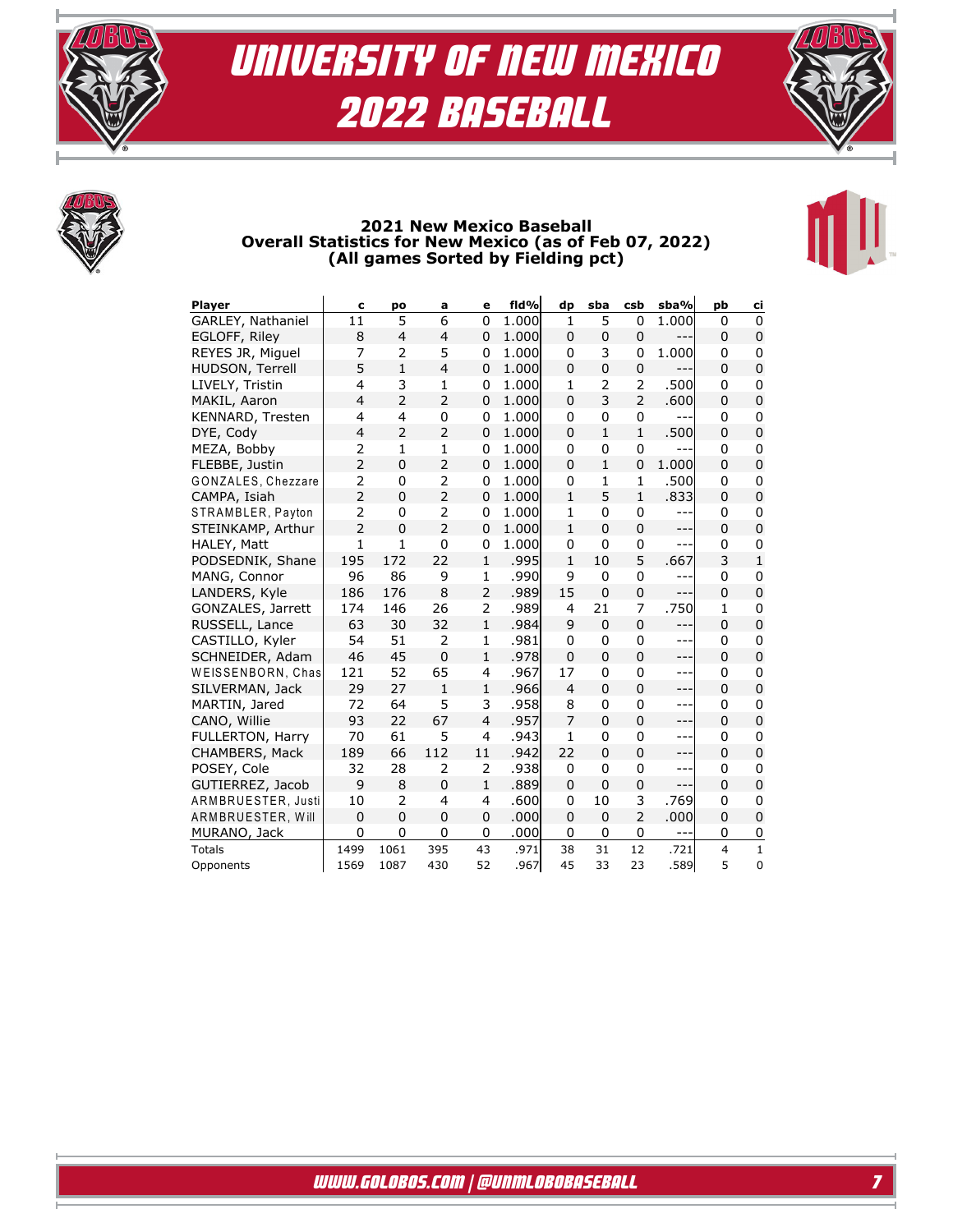# UNIVERSITY OF NEW MEXICO 2022 BASEBALL

## 2021 New Mexico Baseball
### Overall Statistics for New Mexico (as of Feb 07, 2022)
### (All games Sorted by Fielding pct)

| Player | c | po | a | e | fld% | dp | sba | csb | sba% | pb | ci |
|---|---|---|---|---|---|---|---|---|---|---|---|
| GARLEY, Nathaniel | 11 | 5 | 6 | 0 | 1.000 | 1 | 5 | 0 | 1.000 | 0 | 0 |
| EGLOFF, Riley | 8 | 4 | 4 | 0 | 1.000 | 0 | 0 | 0 | --- | 0 | 0 |
| REYES JR, Miguel | 7 | 2 | 5 | 0 | 1.000 | 0 | 3 | 0 | 1.000 | 0 | 0 |
| HUDSON, Terrell | 5 | 1 | 4 | 0 | 1.000 | 0 | 0 | 0 | --- | 0 | 0 |
| LIVELY, Tristin | 4 | 3 | 1 | 0 | 1.000 | 1 | 2 | 2 | .500 | 0 | 0 |
| MAKIL, Aaron | 4 | 2 | 2 | 0 | 1.000 | 0 | 3 | 2 | .600 | 0 | 0 |
| KENNARD, Tresten | 4 | 4 | 0 | 0 | 1.000 | 0 | 0 | 0 | --- | 0 | 0 |
| DYE, Cody | 4 | 2 | 2 | 0 | 1.000 | 0 | 1 | 1 | .500 | 0 | 0 |
| MEZA, Bobby | 2 | 1 | 1 | 0 | 1.000 | 0 | 0 | 0 | --- | 0 | 0 |
| FLEBBE, Justin | 2 | 0 | 2 | 0 | 1.000 | 0 | 1 | 0 | 1.000 | 0 | 0 |
| GONZALES, Chezzare | 2 | 0 | 2 | 0 | 1.000 | 0 | 1 | 1 | .500 | 0 | 0 |
| CAMPA, Isiah | 2 | 0 | 2 | 0 | 1.000 | 1 | 5 | 1 | .833 | 0 | 0 |
| STRAMBLER, Payton | 2 | 0 | 2 | 0 | 1.000 | 1 | 0 | 0 | --- | 0 | 0 |
| STEINKAMP, Arthur | 2 | 0 | 2 | 0 | 1.000 | 1 | 0 | 0 | --- | 0 | 0 |
| HALEY, Matt | 1 | 1 | 0 | 0 | 1.000 | 0 | 0 | 0 | --- | 0 | 0 |
| PODSEDNIK, Shane | 195 | 172 | 22 | 1 | .995 | 1 | 10 | 5 | .667 | 3 | 1 |
| MANG, Connor | 96 | 86 | 9 | 1 | .990 | 9 | 0 | 0 | --- | 0 | 0 |
| LANDERS, Kyle | 186 | 176 | 8 | 2 | .989 | 15 | 0 | 0 | --- | 0 | 0 |
| GONZALES, Jarrett | 174 | 146 | 26 | 2 | .989 | 4 | 21 | 7 | .750 | 1 | 0 |
| RUSSELL, Lance | 63 | 30 | 32 | 1 | .984 | 9 | 0 | 0 | --- | 0 | 0 |
| CASTILLO, Kyler | 54 | 51 | 2 | 1 | .981 | 0 | 0 | 0 | --- | 0 | 0 |
| SCHNEIDER, Adam | 46 | 45 | 0 | 1 | .978 | 0 | 0 | 0 | --- | 0 | 0 |
| WEISSENBORN, Chas | 121 | 52 | 65 | 4 | .967 | 17 | 0 | 0 | --- | 0 | 0 |
| SILVERMAN, Jack | 29 | 27 | 1 | 1 | .966 | 4 | 0 | 0 | --- | 0 | 0 |
| MARTIN, Jared | 72 | 64 | 5 | 3 | .958 | 8 | 0 | 0 | --- | 0 | 0 |
| CANO, Willie | 93 | 22 | 67 | 4 | .957 | 7 | 0 | 0 | --- | 0 | 0 |
| FULLERTON, Harry | 70 | 61 | 5 | 4 | .943 | 1 | 0 | 0 | --- | 0 | 0 |
| CHAMBERS, Mack | 189 | 66 | 112 | 11 | .942 | 22 | 0 | 0 | --- | 0 | 0 |
| POSEY, Cole | 32 | 28 | 2 | 2 | .938 | 0 | 0 | 0 | --- | 0 | 0 |
| GUTIERREZ, Jacob | 9 | 8 | 0 | 1 | .889 | 0 | 0 | 0 | --- | 0 | 0 |
| ARMBRUESTER, Justi | 10 | 2 | 4 | 4 | .600 | 0 | 10 | 3 | .769 | 0 | 0 |
| ARMBRUESTER, Will | 0 | 0 | 0 | 0 | .000 | 0 | 0 | 2 | .000 | 0 | 0 |
| MURANO, Jack | 0 | 0 | 0 | 0 | .000 | 0 | 0 | 0 | --- | 0 | 0 |
| Totals | 1499 | 1061 | 395 | 43 | .971 | 38 | 31 | 12 | .721 | 4 | 1 |
| Opponents | 1569 | 1087 | 430 | 52 | .967 | 45 | 33 | 23 | .589 | 5 | 0 |

WWW.GOLOBOS.COM | @UNMLOBOBASEBALL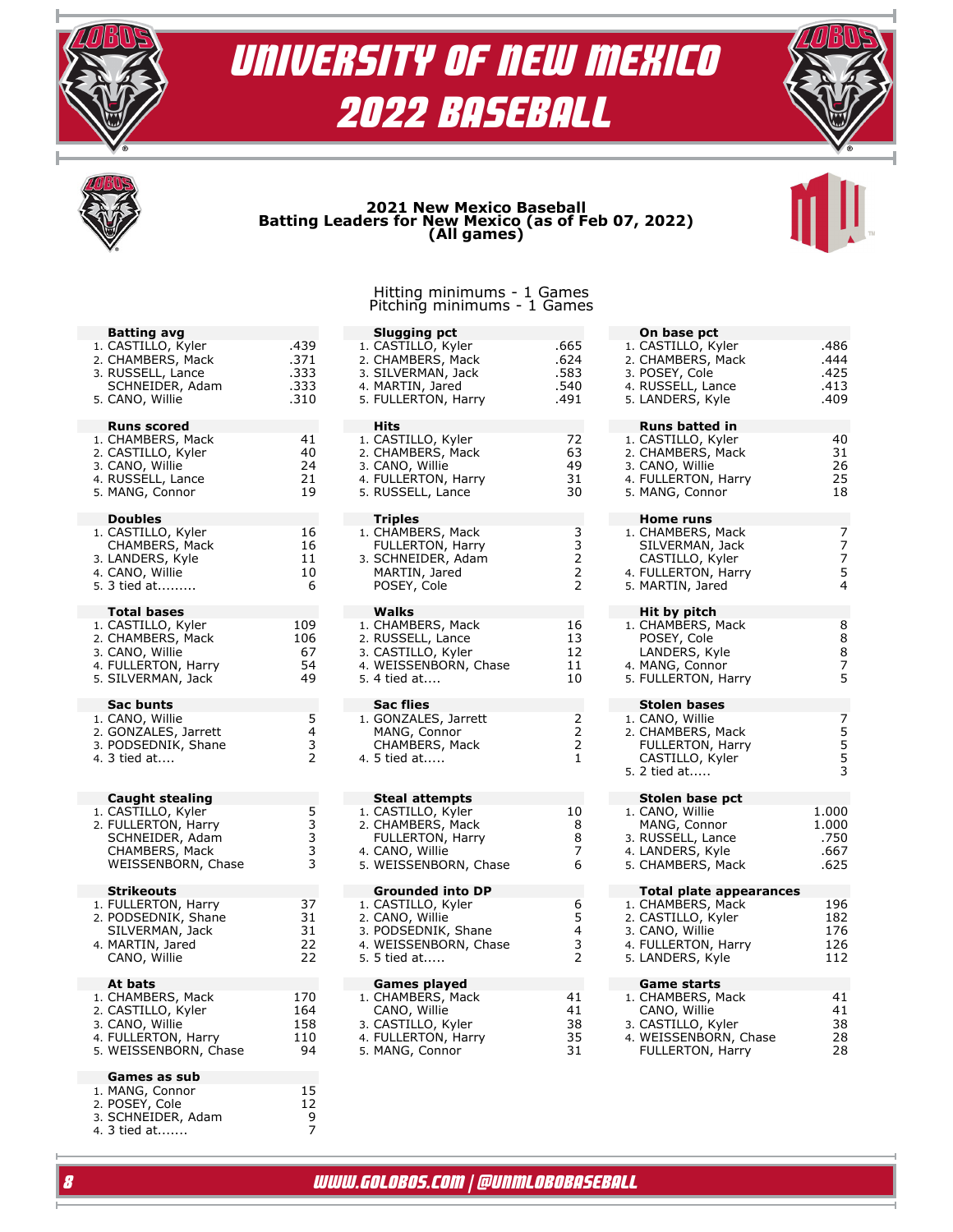# UNIVERSITY OF NEW MEXICO 2022 BASEBALL

## 2021 New Mexico Baseball
## Batting Leaders for New Mexico (as of Feb 07, 2022)
## (All games)

Hitting minimums - 1 Games
Pitching minimums - 1 Games

| Batting avg | |
|---|---|
| 1. CASTILLO, Kyler | .439 |
| 2. CHAMBERS, Mack | .371 |
| 3. RUSSELL, Lance | .333 |
| SCHNEIDER, Adam | .333 |
| 5. CANO, Willie | .310 |

| Slugging pct | |
|---|---|
| 1. CASTILLO, Kyler | .665 |
| 2. CHAMBERS, Mack | .624 |
| 3. SILVERMAN, Jack | .583 |
| 4. MARTIN, Jared | .540 |
| 5. FULLERTON, Harry | .491 |

| On base pct | |
|---|---|
| 1. CASTILLO, Kyler | .486 |
| 2. CHAMBERS, Mack | .444 |
| 3. POSEY, Cole | .425 |
| 4. RUSSELL, Lance | .413 |
| 5. LANDERS, Kyle | .409 |

| Runs scored | |
|---|---|
| 1. CHAMBERS, Mack | 41 |
| 2. CASTILLO, Kyler | 40 |
| 3. CANO, Willie | 24 |
| 4. RUSSELL, Lance | 21 |
| 5. MANG, Connor | 19 |

| Hits | |
|---|---|
| 1. CASTILLO, Kyler | 72 |
| 2. CHAMBERS, Mack | 63 |
| 3. CANO, Willie | 49 |
| 4. FULLERTON, Harry | 31 |
| 5. RUSSELL, Lance | 30 |

| Runs batted in | |
|---|---|
| 1. CASTILLO, Kyler | 40 |
| 2. CHAMBERS, Mack | 31 |
| 3. CANO, Willie | 26 |
| 4. FULLERTON, Harry | 25 |
| 5. MANG, Connor | 18 |

| Doubles | |
|---|---|
| 1. CASTILLO, Kyler | 16 |
| CHAMBERS, Mack | 16 |
| 3. LANDERS, Kyle | 11 |
| 4. CANO, Willie | 10 |
| 5. 3 tied at......... | 6 |

| Triples | |
|---|---|
| 1. CHAMBERS, Mack | 3 |
| FULLERTON, Harry | 3 |
| 3. SCHNEIDER, Adam | 2 |
| MARTIN, Jared | 2 |
| POSEY, Cole | 2 |

| Home runs | |
|---|---|
| 1. CHAMBERS, Mack | 7 |
| SILVERMAN, Jack | 7 |
| CASTILLO, Kyler | 7 |
| 4. FULLERTON, Harry | 5 |
| 5. MARTIN, Jared | 4 |

| Total bases | |
|---|---|
| 1. CASTILLO, Kyler | 109 |
| 2. CHAMBERS, Mack | 106 |
| 3. CANO, Willie | 67 |
| 4. FULLERTON, Harry | 54 |
| 5. SILVERMAN, Jack | 49 |

| Walks | |
|---|---|
| 1. CHAMBERS, Mack | 16 |
| 2. RUSSELL, Lance | 13 |
| 3. CASTILLO, Kyler | 12 |
| 4. WEISSENBORN, Chase | 11 |
| 5. 4 tied at.... | 10 |

| Hit by pitch | |
|---|---|
| 1. CHAMBERS, Mack | 8 |
| POSEY, Cole | 8 |
| LANDERS, Kyle | 8 |
| 4. MANG, Connor | 7 |
| 5. FULLERTON, Harry | 5 |

| Sac bunts | |
|---|---|
| 1. CANO, Willie | 5 |
| 2. GONZALES, Jarrett | 4 |
| 3. PODSEDNIK, Shane | 3 |
| 4. 3 tied at.... | 2 |

| Sac flies | |
|---|---|
| 1. GONZALES, Jarrett | 2 |
| MANG, Connor | 2 |
| CHAMBERS, Mack | 2 |
| 4. 5 tied at..... | 1 |

| Stolen bases | |
|---|---|
| 1. CANO, Willie | 7 |
| 2. CHAMBERS, Mack | 5 |
| FULLERTON, Harry | 5 |
| CASTILLO, Kyler | 5 |
| 5. 2 tied at..... | 3 |

| Caught stealing | |
|---|---|
| 1. CASTILLO, Kyler | 5 |
| 2. FULLERTON, Harry | 3 |
| SCHNEIDER, Adam | 3 |
| CHAMBERS, Mack | 3 |
| WEISSENBORN, Chase | 3 |

| Steal attempts | |
|---|---|
| 1. CASTILLO, Kyler | 10 |
| 2. CHAMBERS, Mack | 8 |
| FULLERTON, Harry | 8 |
| 4. CANO, Willie | 7 |
| 5. WEISSENBORN, Chase | 6 |

| Stolen base pct | |
|---|---|
| 1. CANO, Willie | 1.000 |
| MANG, Connor | 1.000 |
| 3. RUSSELL, Lance | .750 |
| 4. LANDERS, Kyle | .667 |
| 5. CHAMBERS, Mack | .625 |

| Strikeouts | |
|---|---|
| 1. FULLERTON, Harry | 37 |
| 2. PODSEDNIK, Shane | 31 |
| SILVERMAN, Jack | 31 |
| 4. MARTIN, Jared | 22 |
| CANO, Willie | 22 |

| Grounded into DP | |
|---|---|
| 1. CASTILLO, Kyler | 6 |
| 2. CANO, Willie | 5 |
| 3. PODSEDNIK, Shane | 4 |
| 4. WEISSENBORN, Chase | 3 |
| 5. 5 tied at..... | 2 |

| Total plate appearances | |
|---|---|
| 1. CHAMBERS, Mack | 196 |
| 2. CASTILLO, Kyler | 182 |
| 3. CANO, Willie | 176 |
| 4. FULLERTON, Harry | 126 |
| 5. LANDERS, Kyle | 112 |

| At bats | |
|---|---|
| 1. CHAMBERS, Mack | 170 |
| 2. CASTILLO, Kyler | 164 |
| 3. CANO, Willie | 158 |
| 4. FULLERTON, Harry | 110 |
| 5. WEISSENBORN, Chase | 94 |

| Games played | |
|---|---|
| 1. CHAMBERS, Mack | 41 |
| CANO, Willie | 41 |
| 3. CASTILLO, Kyler | 38 |
| 4. FULLERTON, Harry | 35 |
| 5. MANG, Connor | 31 |

| Game starts | |
|---|---|
| 1. CHAMBERS, Mack | 41 |
| CANO, Willie | 41 |
| 3. CASTILLO, Kyler | 38 |
| 4. WEISSENBORN, Chase | 28 |
| FULLERTON, Harry | 28 |

| Games as sub | |
|---|---|
| 1. MANG, Connor | 15 |
| 2. POSEY, Cole | 12 |
| 3. SCHNEIDER, Adam | 9 |
| 4. 3 tied at....... | 7 |

WWW.GOLOBOS.COM | @UNMLOBOBASEBALL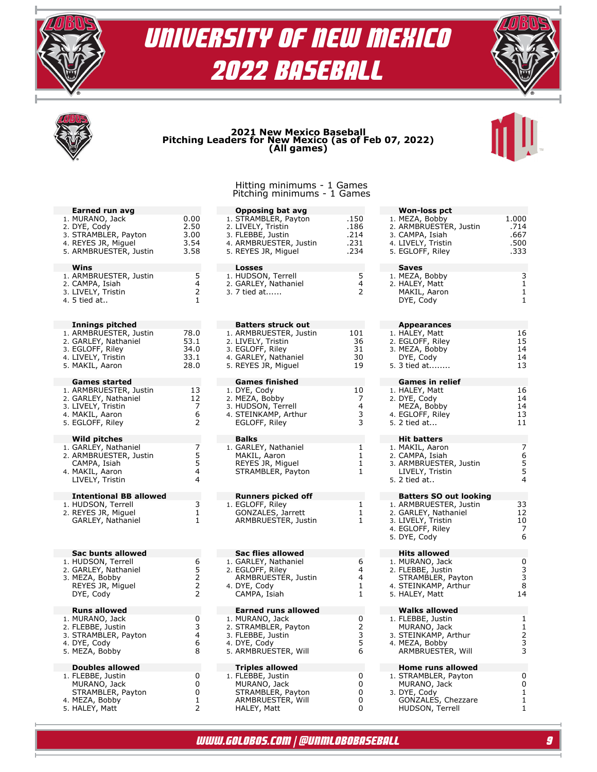# UNIVERSITY OF NEW MEXICO 2022 BASEBALL

## 2021 New Mexico Baseball
## Pitching Leaders for New Mexico (as of Feb 07, 2022)
## (All games)

Hitting minimums - 1 Games
Pitching minimums - 1 Games

**Earned run avg**

| | | |
|---|---|---|
| 1. | MURANO, Jack | 0.00 |
| 2. | DYE, Cody | 2.50 |
| 3. | STRAMBLER, Payton | 3.00 |
| 4. | REYES JR, Miguel | 3.54 |
| 5. | ARMBRUESTER, Justin | 3.58 |

**Opposing bat avg**

| | | |
|---|---|---|
| 1. | STRAMBLER, Payton | .150 |
| 2. | LIVELY, Tristin | .186 |
| 3. | FLEBBE, Justin | .214 |
| 4. | ARMBRUESTER, Justin | .231 |
| 5. | REYES JR, Miguel | .234 |

**Won-loss pct**

| | | |
|---|---|---|
| 1. | MEZA, Bobby | 1.000 |
| 2. | ARMBRUESTER, Justin | .714 |
| 3. | CAMPA, Isiah | .667 |
| 4. | LIVELY, Tristin | .500 |
| 5. | EGLOFF, Riley | .333 |

**Wins**

| | | |
|---|---|---|
| 1. | ARMBRUESTER, Justin | 5 |
| 2. | CAMPA, Isiah | 4 |
| 3. | LIVELY, Tristin | 2 |
| 4. | 5 tied at.. | 1 |

**Losses**

| | | |
|---|---|---|
| 1. | HUDSON, Terrell | 5 |
| 2. | GARLEY, Nathaniel | 4 |
| 3. | 7 tied at...... | 2 |

**Saves**

| | | |
|---|---|---|
| 1. | MEZA, Bobby | 3 |
| 2. | HALEY, Matt | 1 |
| | MAKIL, Aaron | 1 |
| | DYE, Cody | 1 |

**Innings pitched**

| | | |
|---|---|---|
| 1. | ARMBRUESTER, Justin | 78.0 |
| 2. | GARLEY, Nathaniel | 53.1 |
| 3. | EGLOFF, Riley | 34.0 |
| 4. | LIVELY, Tristin | 33.1 |
| 5. | MAKIL, Aaron | 28.0 |

**Batters struck out**

| | | |
|---|---|---|
| 1. | ARMBRUESTER, Justin | 101 |
| 2. | LIVELY, Tristin | 36 |
| 3. | EGLOFF, Riley | 31 |
| 4. | GARLEY, Nathaniel | 30 |
| 5. | REYES JR, Miguel | 19 |

**Appearances**

| | | |
|---|---|---|
| 1. | HALEY, Matt | 16 |
| 2. | EGLOFF, Riley | 15 |
| 3. | MEZA, Bobby | 14 |
| | DYE, Cody | 14 |
| 5. | 3 tied at........ | 13 |

**Games started**

| | | |
|---|---|---|
| 1. | ARMBRUESTER, Justin | 13 |
| 2. | GARLEY, Nathaniel | 12 |
| 3. | LIVELY, Tristin | 7 |
| 4. | MAKIL, Aaron | 6 |
| 5. | EGLOFF, Riley | 2 |

**Games finished**

| | | |
|---|---|---|
| 1. | DYE, Cody | 10 |
| 2. | MEZA, Bobby | 7 |
| 3. | HUDSON, Terrell | 4 |
| 4. | STEINKAMP, Arthur | 3 |
| | EGLOFF, Riley | 3 |

**Games in relief**

| | | |
|---|---|---|
| 1. | HALEY, Matt | 16 |
| 2. | DYE, Cody | 14 |
| | MEZA, Bobby | 14 |
| 4. | EGLOFF, Riley | 13 |
| 5. | 2 tied at... | 11 |

**Wild pitches**

| | | |
|---|---|---|
| 1. | GARLEY, Nathaniel | 7 |
| 2. | ARMBRUESTER, Justin | 5 |
| | CAMPA, Isiah | 5 |
| 4. | MAKIL, Aaron | 4 |
| | LIVELY, Tristin | 4 |

**Balks**

| | | |
|---|---|---|
| 1. | GARLEY, Nathaniel | 1 |
| | MAKIL, Aaron | 1 |
| | REYES JR, Miguel | 1 |
| | STRAMBLER, Payton | 1 |

**Hit batters**

| | | |
|---|---|---|
| 1. | MAKIL, Aaron | 7 |
| 2. | CAMPA, Isiah | 6 |
| 3. | ARMBRUESTER, Justin | 5 |
| | LIVELY, Tristin | 5 |
| 5. | 2 tied at.. | 4 |

**Intentional BB allowed**

| | | |
|---|---|---|
| 1. | HUDSON, Terrell | 3 |
| 2. | REYES JR, Miguel | 1 |
| | GARLEY, Nathaniel | 1 |

**Runners picked off**

| | | |
|---|---|---|
| 1. | EGLOFF, Riley | 1 |
| | GONZALES, Jarrett | 1 |
| | ARMBRUESTER, Justin | 1 |

**Batters SO out looking**

| | | |
|---|---|---|
| 1. | ARMBRUESTER, Justin | 33 |
| 2. | GARLEY, Nathaniel | 12 |
| 3. | LIVELY, Tristin | 10 |
| 4. | EGLOFF, Riley | 7 |
| 5. | DYE, Cody | 6 |

**Sac bunts allowed**

| | | |
|---|---|---|
| 1. | HUDSON, Terrell | 6 |
| 2. | GARLEY, Nathaniel | 5 |
| 3. | MEZA, Bobby | 2 |
| | REYES JR, Miguel | 2 |
| | DYE, Cody | 2 |

**Sac flies allowed**

| | | |
|---|---|---|
| 1. | GARLEY, Nathaniel | 6 |
| 2. | EGLOFF, Riley | 4 |
| | ARMBRUESTER, Justin | 4 |
| 4. | DYE, Cody | 1 |
| | CAMPA, Isiah | 1 |

**Hits allowed**

| | | |
|---|---|---|
| 1. | MURANO, Jack | 0 |
| 2. | FLEBBE, Justin | 3 |
| | STRAMBLER, Payton | 3 |
| 4. | STEINKAMP, Arthur | 8 |
| 5. | HALEY, Matt | 14 |

**Runs allowed**

| | | |
|---|---|---|
| 1. | MURANO, Jack | 0 |
| 2. | FLEBBE, Justin | 3 |
| 3. | STRAMBLER, Payton | 4 |
| 4. | DYE, Cody | 6 |
| 5. | MEZA, Bobby | 8 |

**Earned runs allowed**

| | | |
|---|---|---|
| 1. | MURANO, Jack | 0 |
| 2. | STRAMBLER, Payton | 2 |
| 3. | FLEBBE, Justin | 3 |
| 4. | DYE, Cody | 5 |
| 5. | ARMBRUESTER, Will | 6 |

**Walks allowed**

| | | |
|---|---|---|
| 1. | FLEBBE, Justin | 1 |
| | MURANO, Jack | 1 |
| 3. | STEINKAMP, Arthur | 2 |
| 4. | MEZA, Bobby | 3 |
| | ARMBRUESTER, Will | 3 |

**Doubles allowed**

| | | |
|---|---|---|
| 1. | FLEBBE, Justin | 0 |
| | MURANO, Jack | 0 |
| | STRAMBLER, Payton | 0 |
| 4. | MEZA, Bobby | 1 |
| 5. | HALEY, Matt | 2 |

**Triples allowed**

| | | |
|---|---|---|
| 1. | FLEBBE, Justin | 0 |
| | MURANO, Jack | 0 |
| | STRAMBLER, Payton | 0 |
| | ARMBRUESTER, Will | 0 |
| | HALEY, Matt | 0 |

**Home runs allowed**

| | | |
|---|---|---|
| 1. | STRAMBLER, Payton | 0 |
| | MURANO, Jack | 0 |
| 3. | DYE, Cody | 1 |
| | GONZALES, Chezzare | 1 |
| | HUDSON, Terrell | 1 |

WWW.GOLOBOS.COM | @UNMLOBOBASEBALL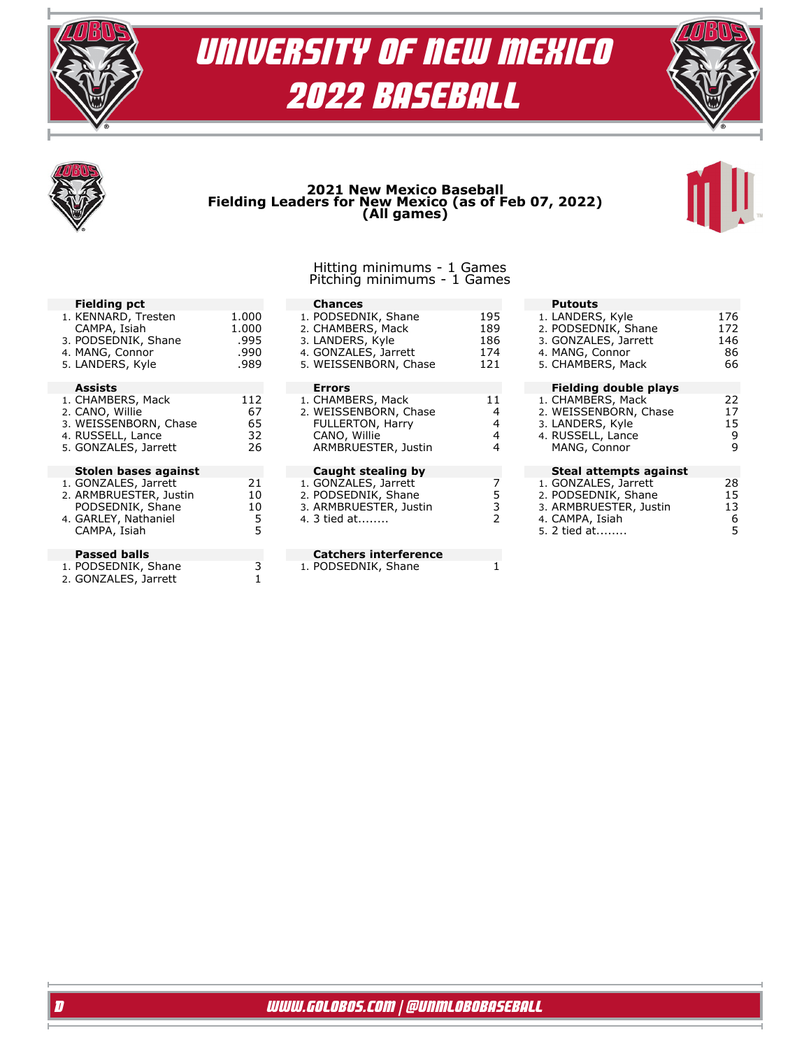# 2021 New Mexico Baseball
## Fielding Leaders for New Mexico (as of Feb 07, 2022)
### (All games)

Hitting minimums - 1 Games
Pitching minimums - 1 Games

**Fielding pct**

| | Player | |
|---|---|---|
| 1. | KENNARD, Tresten | 1.000 |
| | CAMPA, Isiah | 1.000 |
| 3. | PODSEDNIK, Shane | .995 |
| 4. | MANG, Connor | .990 |
| 5. | LANDERS, Kyle | .989 |

**Chances**

| | Player | |
|---|---|---|
| 1. | PODSEDNIK, Shane | 195 |
| 2. | CHAMBERS, Mack | 189 |
| 3. | LANDERS, Kyle | 186 |
| 4. | GONZALES, Jarrett | 174 |
| 5. | WEISSENBORN, Chase | 121 |

**Putouts**

| | Player | |
|---|---|---|
| 1. | LANDERS, Kyle | 176 |
| 2. | PODSEDNIK, Shane | 172 |
| 3. | GONZALES, Jarrett | 146 |
| 4. | MANG, Connor | 86 |
| 5. | CHAMBERS, Mack | 66 |

**Assists**

| | Player | |
|---|---|---|
| 1. | CHAMBERS, Mack | 112 |
| 2. | CANO, Willie | 67 |
| 3. | WEISSENBORN, Chase | 65 |
| 4. | RUSSELL, Lance | 32 |
| 5. | GONZALES, Jarrett | 26 |

**Errors**

| | Player | |
|---|---|---|
| 1. | CHAMBERS, Mack | 11 |
| 2. | WEISSENBORN, Chase | 4 |
| | FULLERTON, Harry | 4 |
| | CANO, Willie | 4 |
| | ARMBRUESTER, Justin | 4 |

**Fielding double plays**

| | Player | |
|---|---|---|
| 1. | CHAMBERS, Mack | 22 |
| 2. | WEISSENBORN, Chase | 17 |
| 3. | LANDERS, Kyle | 15 |
| 4. | RUSSELL, Lance | 9 |
| | MANG, Connor | 9 |

**Stolen bases against**

| | Player | |
|---|---|---|
| 1. | GONZALES, Jarrett | 21 |
| 2. | ARMBRUESTER, Justin | 10 |
| | PODSEDNIK, Shane | 10 |
| 4. | GARLEY, Nathaniel | 5 |
| | CAMPA, Isiah | 5 |

**Caught stealing by**

| | Player | |
|---|---|---|
| 1. | GONZALES, Jarrett | 7 |
| 2. | PODSEDNIK, Shane | 5 |
| 3. | ARMBRUESTER, Justin | 3 |
| 4. | 3 tied at........ | 2 |

**Steal attempts against**

| | Player | |
|---|---|---|
| 1. | GONZALES, Jarrett | 28 |
| 2. | PODSEDNIK, Shane | 15 |
| 3. | ARMBRUESTER, Justin | 13 |
| 4. | CAMPA, Isiah | 6 |
| 5. | 2 tied at........ | 5 |

**Passed balls**

| | Player | |
|---|---|---|
| 1. | PODSEDNIK, Shane | 3 |
| 2. | GONZALES, Jarrett | 1 |

**Catchers interference**

| | Player | |
|---|---|---|
| 1. | PODSEDNIK, Shane | 1 |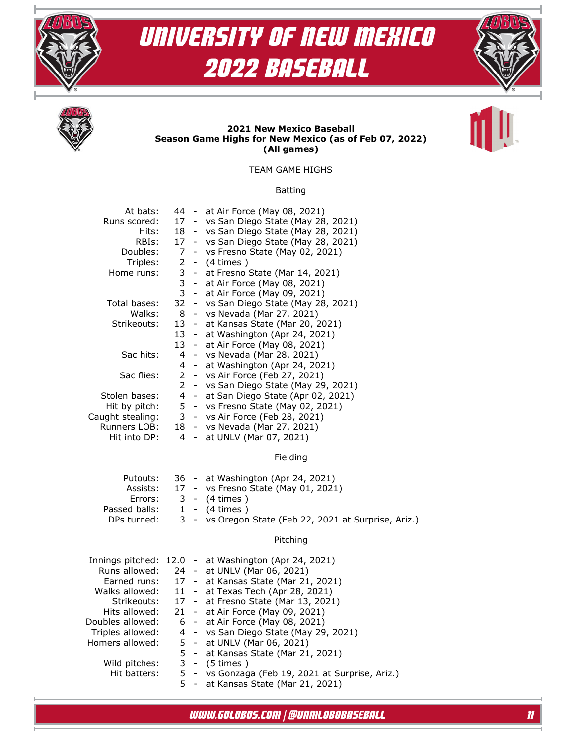# UNIVERSITY OF NEW MEXICO 2022 BASEBALL

**2021 New Mexico Baseball**
**Season Game Highs for New Mexico (as of Feb 07, 2022)**
**(All games)**

## TEAM GAME HIGHS

### Batting

| Category | Value | Game |
|---|---|---|
| At bats: | 44 | at Air Force (May 08, 2021) |
| Runs scored: | 17 | vs San Diego State (May 28, 2021) |
| Hits: | 18 | vs San Diego State (May 28, 2021) |
| RBIs: | 17 | vs San Diego State (May 28, 2021) |
| Doubles: | 7 | vs Fresno State (May 02, 2021) |
| Triples: | 2 | (4 times ) |
| Home runs: | 3 | at Fresno State (Mar 14, 2021) |
| | 3 | at Air Force (May 08, 2021) |
| | 3 | at Air Force (May 09, 2021) |
| Total bases: | 32 | vs San Diego State (May 28, 2021) |
| Walks: | 8 | vs Nevada (Mar 27, 2021) |
| Strikeouts: | 13 | at Kansas State (Mar 20, 2021) |
| | 13 | at Washington (Apr 24, 2021) |
| | 13 | at Air Force (May 08, 2021) |
| Sac hits: | 4 | vs Nevada (Mar 28, 2021) |
| | 4 | at Washington (Apr 24, 2021) |
| Sac flies: | 2 | vs Air Force (Feb 27, 2021) |
| | 2 | vs San Diego State (May 29, 2021) |
| Stolen bases: | 4 | at San Diego State (Apr 02, 2021) |
| Hit by pitch: | 5 | vs Fresno State (May 02, 2021) |
| Caught stealing: | 3 | vs Air Force (Feb 28, 2021) |
| Runners LOB: | 18 | vs Nevada (Mar 27, 2021) |
| Hit into DP: | 4 | at UNLV (Mar 07, 2021) |

### Fielding

| Category | Value | Game |
|---|---|---|
| Putouts: | 36 | at Washington (Apr 24, 2021) |
| Assists: | 17 | vs Fresno State (May 01, 2021) |
| Errors: | 3 | (4 times ) |
| Passed balls: | 1 | (4 times ) |
| DPs turned: | 3 | vs Oregon State (Feb 22, 2021 at Surprise, Ariz.) |

### Pitching

| Category | Value | Game |
|---|---|---|
| Innings pitched: | 12.0 | at Washington (Apr 24, 2021) |
| Runs allowed: | 24 | at UNLV (Mar 06, 2021) |
| Earned runs: | 17 | at Kansas State (Mar 21, 2021) |
| Walks allowed: | 11 | at Texas Tech (Apr 28, 2021) |
| Strikeouts: | 17 | at Fresno State (Mar 13, 2021) |
| Hits allowed: | 21 | at Air Force (May 09, 2021) |
| Doubles allowed: | 6 | at Air Force (May 08, 2021) |
| Triples allowed: | 4 | vs San Diego State (May 29, 2021) |
| Homers allowed: | 5 | at UNLV (Mar 06, 2021) |
| | 5 | at Kansas State (Mar 21, 2021) |
| Wild pitches: | 3 | (5 times ) |
| Hit batters: | 5 | vs Gonzaga (Feb 19, 2021 at Surprise, Ariz.) |
| | 5 | at Kansas State (Mar 21, 2021) |

WWW.GOLOBOS.COM | @UNMLOBOBASEBALL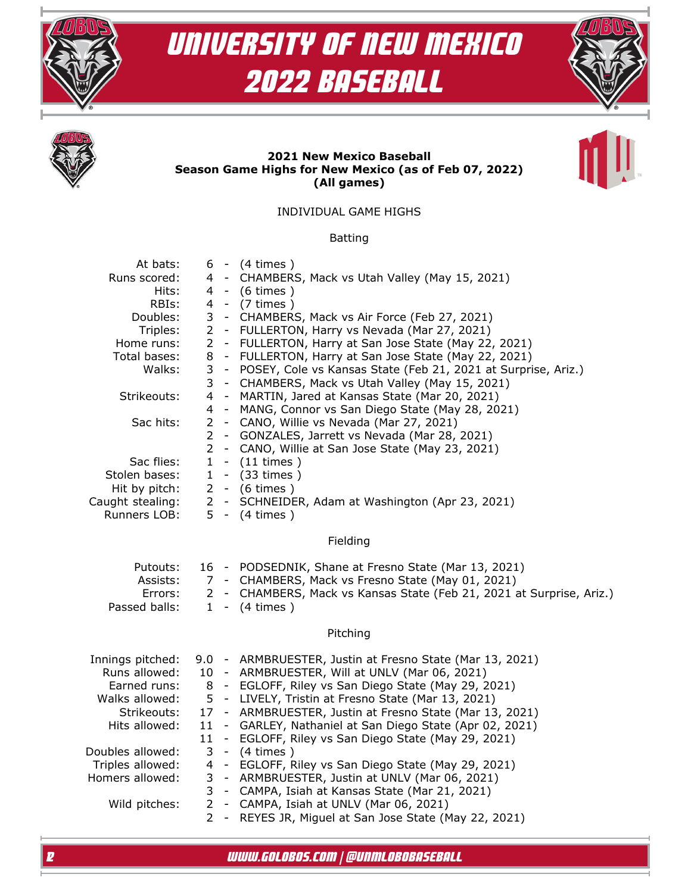# UNIVERSITY OF NEW MEXICO 2022 BASEBALL

**2021 New Mexico Baseball**
**Season Game Highs for New Mexico (as of Feb 07, 2022)**
**(All games)**

INDIVIDUAL GAME HIGHS

Batting

| | | |
|---|---|---|
| At bats: | 6 | - (4 times ) |
| Runs scored: | 4 | - CHAMBERS, Mack vs Utah Valley (May 15, 2021) |
| Hits: | 4 | - (6 times ) |
| RBIs: | 4 | - (7 times ) |
| Doubles: | 3 | - CHAMBERS, Mack vs Air Force (Feb 27, 2021) |
| Triples: | 2 | - FULLERTON, Harry vs Nevada (Mar 27, 2021) |
| Home runs: | 2 | - FULLERTON, Harry at San Jose State (May 22, 2021) |
| Total bases: | 8 | - FULLERTON, Harry at San Jose State (May 22, 2021) |
| Walks: | 3 | - POSEY, Cole vs Kansas State (Feb 21, 2021 at Surprise, Ariz.) |
| | 3 | - CHAMBERS, Mack vs Utah Valley (May 15, 2021) |
| Strikeouts: | 4 | - MARTIN, Jared at Kansas State (Mar 20, 2021) |
| | 4 | - MANG, Connor vs San Diego State (May 28, 2021) |
| Sac hits: | 2 | - CANO, Willie vs Nevada (Mar 27, 2021) |
| | 2 | - GONZALES, Jarrett vs Nevada (Mar 28, 2021) |
| | 2 | - CANO, Willie at San Jose State (May 23, 2021) |
| Sac flies: | 1 | - (11 times ) |
| Stolen bases: | 1 | - (33 times ) |
| Hit by pitch: | 2 | - (6 times ) |
| Caught stealing: | 2 | - SCHNEIDER, Adam at Washington (Apr 23, 2021) |
| Runners LOB: | 5 | - (4 times ) |

Fielding

| | | |
|---|---|---|
| Putouts: | 16 | - PODSEDNIK, Shane at Fresno State (Mar 13, 2021) |
| Assists: | 7 | - CHAMBERS, Mack vs Fresno State (May 01, 2021) |
| Errors: | 2 | - CHAMBERS, Mack vs Kansas State (Feb 21, 2021 at Surprise, Ariz.) |
| Passed balls: | 1 | - (4 times ) |

Pitching

| | | |
|---|---|---|
| Innings pitched: | 9.0 | - ARMBRUESTER, Justin at Fresno State (Mar 13, 2021) |
| Runs allowed: | 10 | - ARMBRUESTER, Will at UNLV (Mar 06, 2021) |
| Earned runs: | 8 | - EGLOFF, Riley vs San Diego State (May 29, 2021) |
| Walks allowed: | 5 | - LIVELY, Tristin at Fresno State (Mar 13, 2021) |
| Strikeouts: | 17 | - ARMBRUESTER, Justin at Fresno State (Mar 13, 2021) |
| Hits allowed: | 11 | - GARLEY, Nathaniel at San Diego State (Apr 02, 2021) |
| | 11 | - EGLOFF, Riley vs San Diego State (May 29, 2021) |
| Doubles allowed: | 3 | - (4 times ) |
| Triples allowed: | 4 | - EGLOFF, Riley vs San Diego State (May 29, 2021) |
| Homers allowed: | 3 | - ARMBRUESTER, Justin at UNLV (Mar 06, 2021) |
| | 3 | - CAMPA, Isiah at Kansas State (Mar 21, 2021) |
| Wild pitches: | 2 | - CAMPA, Isiah at UNLV (Mar 06, 2021) |
| | 2 | - REYES JR, Miguel at San Jose State (May 22, 2021) |

WWW.GOLOBOS.COM | @UNMLOBOBASEBALL